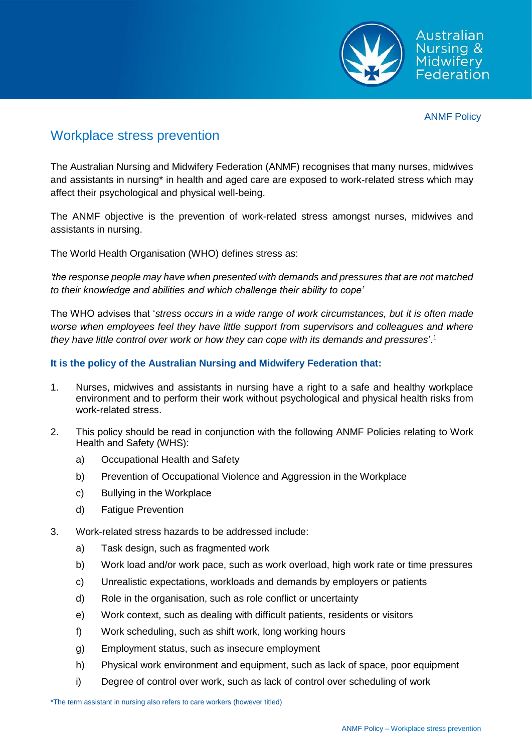ANMF Policy

# Workplace stress prevention

The Australian Nursing and Midwifery Federation (ANMF) recognises that many nurses, midwives and assistants in nursing* in health and aged care are exposed to work-related stress which may affect their psychological and physical well-being.

The ANMF objective is the prevention of work-related stress amongst nurses, midwives and assistants in nursing.

The World Health Organisation (WHO) defines stress as:

*'the response people may have when presented with demands and pressures that are not matched to their knowledge and abilities and which challenge their ability to cope'*

The WHO advises that '*stress occurs in a wide range of work circumstances, but it is often made worse when employees feel they have little support from supervisors and colleagues and where they have little control over work or how they can cope with its demands and pressures*'.[1]

**It is the policy of the Australian Nursing and Midwifery Federation that:**

1. Nurses, midwives and assistants in nursing have a right to a safe and healthy workplace environment and to perform their work without psychological and physical health risks from work-related stress.

2. This policy should be read in conjunction with the following ANMF Policies relating to Work Health and Safety (WHS):
   a) Occupational Health and Safety
   b) Prevention of Occupational Violence and Aggression in the Workplace
   c) Bullying in the Workplace
   d) Fatigue Prevention

3. Work-related stress hazards to be addressed include:
   a) Task design, such as fragmented work
   b) Work load and/or work pace, such as work overload, high work rate or time pressures
   c) Unrealistic expectations, workloads and demands by employers or patients
   d) Role in the organisation, such as role conflict or uncertainty
   e) Work context, such as dealing with difficult patients, residents or visitors
   f) Work scheduling, such as shift work, long working hours
   g) Employment status, such as insecure employment
   h) Physical work environment and equipment, such as lack of space, poor equipment
   i) Degree of control over work, such as lack of control over scheduling of work

*The term assistant in nursing also refers to care workers (however titled)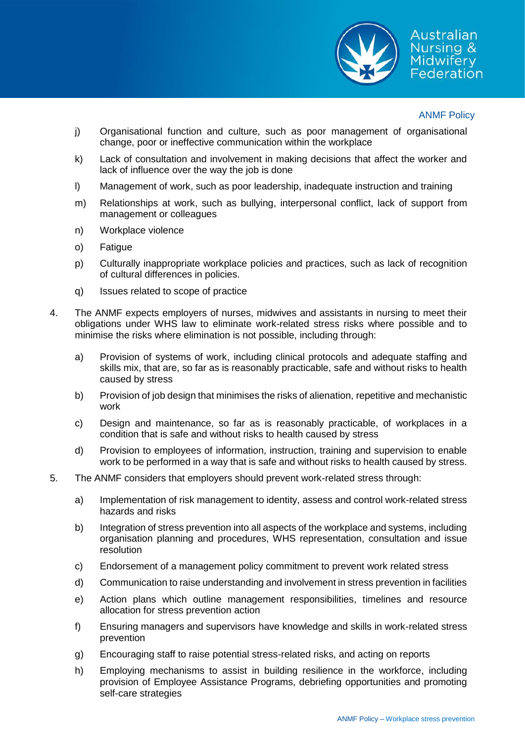j) Organisational function and culture, such as poor management of organisational change, poor or ineffective communication within the workplace

k) Lack of consultation and involvement in making decisions that affect the worker and lack of influence over the way the job is done

l) Management of work, such as poor leadership, inadequate instruction and training

m) Relationships at work, such as bullying, interpersonal conflict, lack of support from management or colleagues

n) Workplace violence

o) Fatigue

p) Culturally inappropriate workplace policies and practices, such as lack of recognition of cultural differences in policies.

q) Issues related to scope of practice

4. The ANMF expects employers of nurses, midwives and assistants in nursing to meet their obligations under WHS law to eliminate work-related stress risks where possible and to minimise the risks where elimination is not possible, including through:

   a) Provision of systems of work, including clinical protocols and adequate staffing and skills mix, that are, so far as is reasonably practicable, safe and without risks to health caused by stress

   b) Provision of job design that minimises the risks of alienation, repetitive and mechanistic work

   c) Design and maintenance, so far as is reasonably practicable, of workplaces in a condition that is safe and without risks to health caused by stress

   d) Provision to employees of information, instruction, training and supervision to enable work to be performed in a way that is safe and without risks to health caused by stress.

5. The ANMF considers that employers should prevent work-related stress through:

   a) Implementation of risk management to identity, assess and control work-related stress hazards and risks

   b) Integration of stress prevention into all aspects of the workplace and systems, including organisation planning and procedures, WHS representation, consultation and issue resolution

   c) Endorsement of a management policy commitment to prevent work related stress

   d) Communication to raise understanding and involvement in stress prevention in facilities

   e) Action plans which outline management responsibilities, timelines and resource allocation for stress prevention action

   f) Ensuring managers and supervisors have knowledge and skills in work-related stress prevention

   g) Encouraging staff to raise potential stress-related risks, and acting on reports

   h) Employing mechanisms to assist in building resilience in the workforce, including provision of Employee Assistance Programs, debriefing opportunities and promoting self-care strategies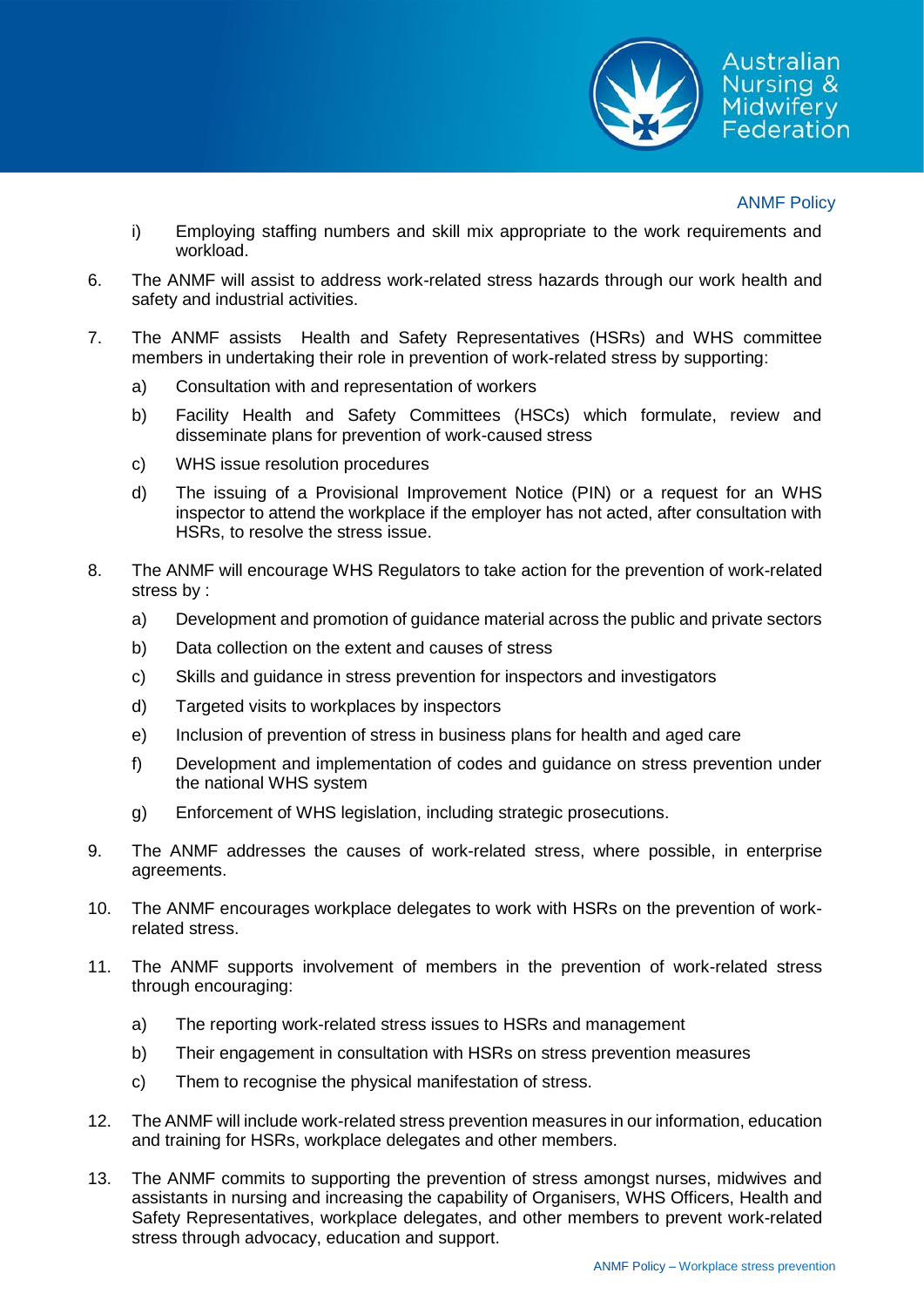i) Employing staffing numbers and skill mix appropriate to the work requirements and workload.

6. The ANMF will assist to address work-related stress hazards through our work health and safety and industrial activities.

7. The ANMF assists Health and Safety Representatives (HSRs) and WHS committee members in undertaking their role in prevention of work-related stress by supporting:

   a) Consultation with and representation of workers

   b) Facility Health and Safety Committees (HSCs) which formulate, review and disseminate plans for prevention of work-caused stress

   c) WHS issue resolution procedures

   d) The issuing of a Provisional Improvement Notice (PIN) or a request for an WHS inspector to attend the workplace if the employer has not acted, after consultation with HSRs, to resolve the stress issue.

8. The ANMF will encourage WHS Regulators to take action for the prevention of work-related stress by :

   a) Development and promotion of guidance material across the public and private sectors

   b) Data collection on the extent and causes of stress

   c) Skills and guidance in stress prevention for inspectors and investigators

   d) Targeted visits to workplaces by inspectors

   e) Inclusion of prevention of stress in business plans for health and aged care

   f) Development and implementation of codes and guidance on stress prevention under the national WHS system

   g) Enforcement of WHS legislation, including strategic prosecutions.

9. The ANMF addresses the causes of work-related stress, where possible, in enterprise agreements.

10. The ANMF encourages workplace delegates to work with HSRs on the prevention of work-related stress.

11. The ANMF supports involvement of members in the prevention of work-related stress through encouraging:

    a) The reporting work-related stress issues to HSRs and management

    b) Their engagement in consultation with HSRs on stress prevention measures

    c) Them to recognise the physical manifestation of stress.

12. The ANMF will include work-related stress prevention measures in our information, education and training for HSRs, workplace delegates and other members.

13. The ANMF commits to supporting the prevention of stress amongst nurses, midwives and assistants in nursing and increasing the capability of Organisers, WHS Officers, Health and Safety Representatives, workplace delegates, and other members to prevent work-related stress through advocacy, education and support.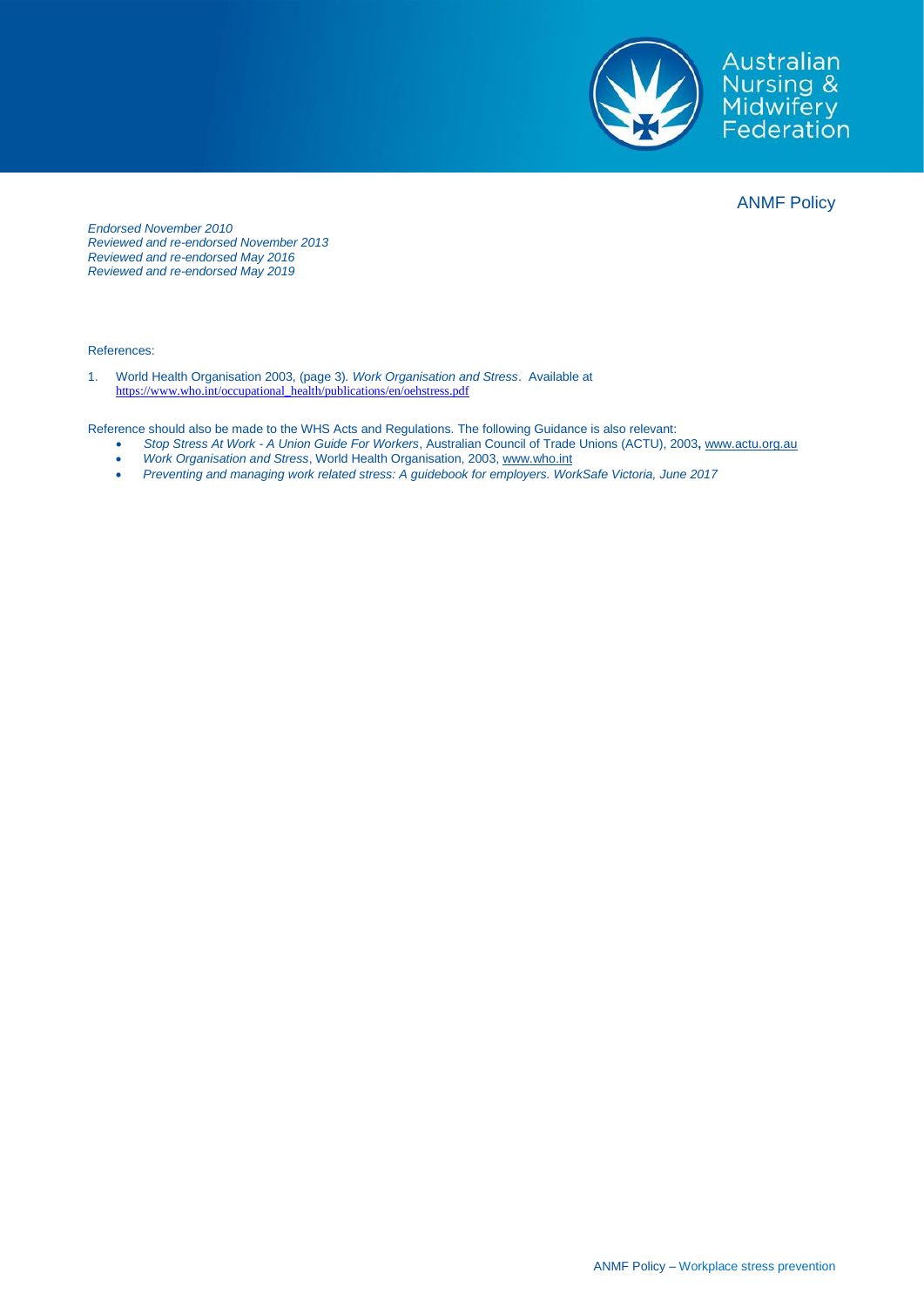ANMF Policy

*Endorsed November 2010*
*Reviewed and re-endorsed November 2013*
*Reviewed and re-endorsed May 2016*
*Reviewed and re-endorsed May 2019*

References:

1. World Health Organisation 2003, (page 3). *Work Organisation and Stress*. Available at https://www.who.int/occupational_health/publications/en/oehstress.pdf

Reference should also be made to the WHS Acts and Regulations. The following Guidance is also relevant:

- *Stop Stress At Work - A Union Guide For Workers*, Australian Council of Trade Unions (ACTU), 2003, www.actu.org.au
- *Work Organisation and Stress*, World Health Organisation, 2003, www.who.int
- *Preventing and managing work related stress: A guidebook for employers. WorkSafe Victoria, June 2017*